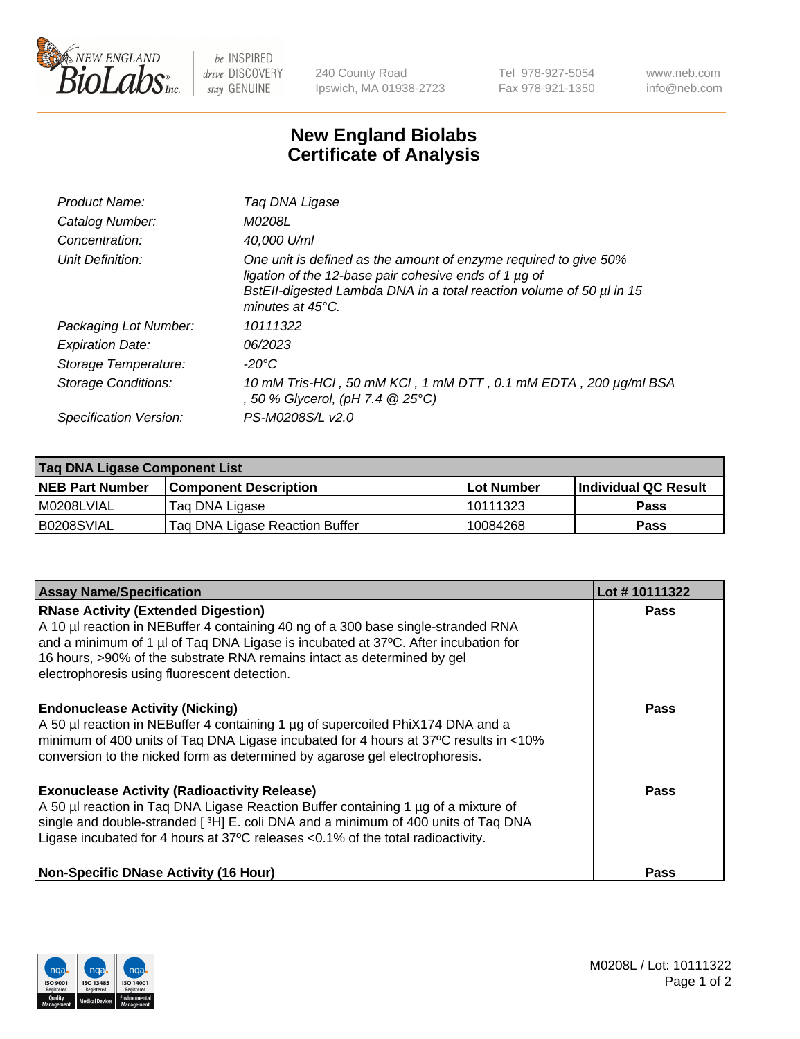# New England Biolabs Certificate of Analysis

| | |
|---|---|
| Product Name: | Taq DNA Ligase |
| Catalog Number: | M0208L |
| Concentration: | 40,000 U/ml |
| Unit Definition: | One unit is defined as the amount of enzyme required to give 50% ligation of the 12-base pair cohesive ends of 1 µg of BstEII-digested Lambda DNA in a total reaction volume of 50 µl in 15 minutes at 45°C. |
| Packaging Lot Number: | 10111322 |
| Expiration Date: | 06/2023 |
| Storage Temperature: | -20°C |
| Storage Conditions: | 10 mM Tris-HCl , 50 mM KCl , 1 mM DTT , 0.1 mM EDTA , 200 µg/ml BSA , 50 % Glycerol, (pH 7.4 @ 25°C) |
| Specification Version: | PS-M0208S/L v2.0 |

| Taq DNA Ligase Component List | | | |
|---|---|---|---|
| **NEB Part Number** | **Component Description** | **Lot Number** | **Individual QC Result** |
| M0208LVIAL | Taq DNA Ligase | 10111323 | Pass |
| B0208SVIAL | Taq DNA Ligase Reaction Buffer | 10084268 | Pass |

| Assay Name/Specification | Lot # 10111322 |
|---|---|
| **RNase Activity (Extended Digestion)**<br>A 10 µl reaction in NEBuffer 4 containing 40 ng of a 300 base single-stranded RNA and a minimum of 1 µl of Taq DNA Ligase is incubated at 37ºC. After incubation for 16 hours, >90% of the substrate RNA remains intact as determined by gel electrophoresis using fluorescent detection. | Pass |
| **Endonuclease Activity (Nicking)**<br>A 50 µl reaction in NEBuffer 4 containing 1 µg of supercoiled PhiX174 DNA and a minimum of 400 units of Taq DNA Ligase incubated for 4 hours at 37ºC results in <10% conversion to the nicked form as determined by agarose gel electrophoresis. | Pass |
| **Exonuclease Activity (Radioactivity Release)**<br>A 50 µl reaction in Taq DNA Ligase Reaction Buffer containing 1 µg of a mixture of single and double-stranded [ $^3$H] E. coli DNA and a minimum of 400 units of Taq DNA Ligase incubated for 4 hours at 37ºC releases <0.1% of the total radioactivity. | Pass |
| **Non-Specific DNase Activity (16 Hour)** | Pass |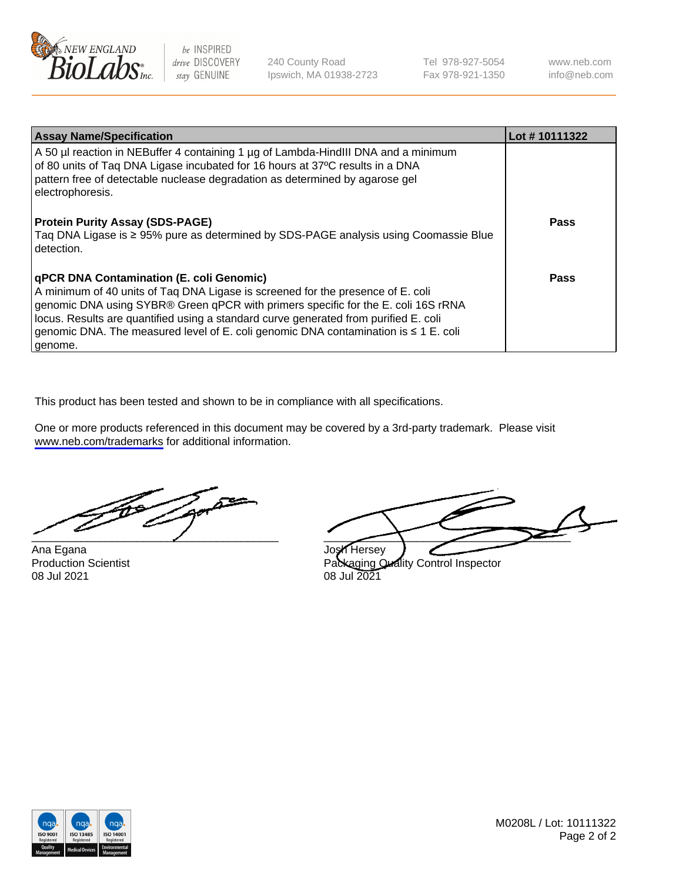| Assay Name/Specification | Lot # 10111322 |
| --- | --- |
| A 50 µl reaction in NEBuffer 4 containing 1 µg of Lambda-HindIII DNA and a minimum of 80 units of Taq DNA Ligase incubated for 16 hours at 37ºC results in a DNA pattern free of detectable nuclease degradation as determined by agarose gel electrophoresis. | |
| **Protein Purity Assay (SDS-PAGE)**<br>Taq DNA Ligase is ≥ 95% pure as determined by SDS-PAGE analysis using Coomassie Blue detection. | **Pass** |
| **qPCR DNA Contamination (E. coli Genomic)**<br>A minimum of 40 units of Taq DNA Ligase is screened for the presence of E. coli genomic DNA using SYBR® Green qPCR with primers specific for the E. coli 16S rRNA locus. Results are quantified using a standard curve generated from purified E. coli genomic DNA. The measured level of E. coli genomic DNA contamination is ≤ 1 E. coli genome. | **Pass** |

This product has been tested and shown to be in compliance with all specifications.

One or more products referenced in this document may be covered by a 3rd-party trademark. Please visit www.neb.com/trademarks for additional information.

Ana Egana
Production Scientist
08 Jul 2021

Josh Hersey
Packaging Quality Control Inspector
08 Jul 2021

M0208L / Lot: 10111322